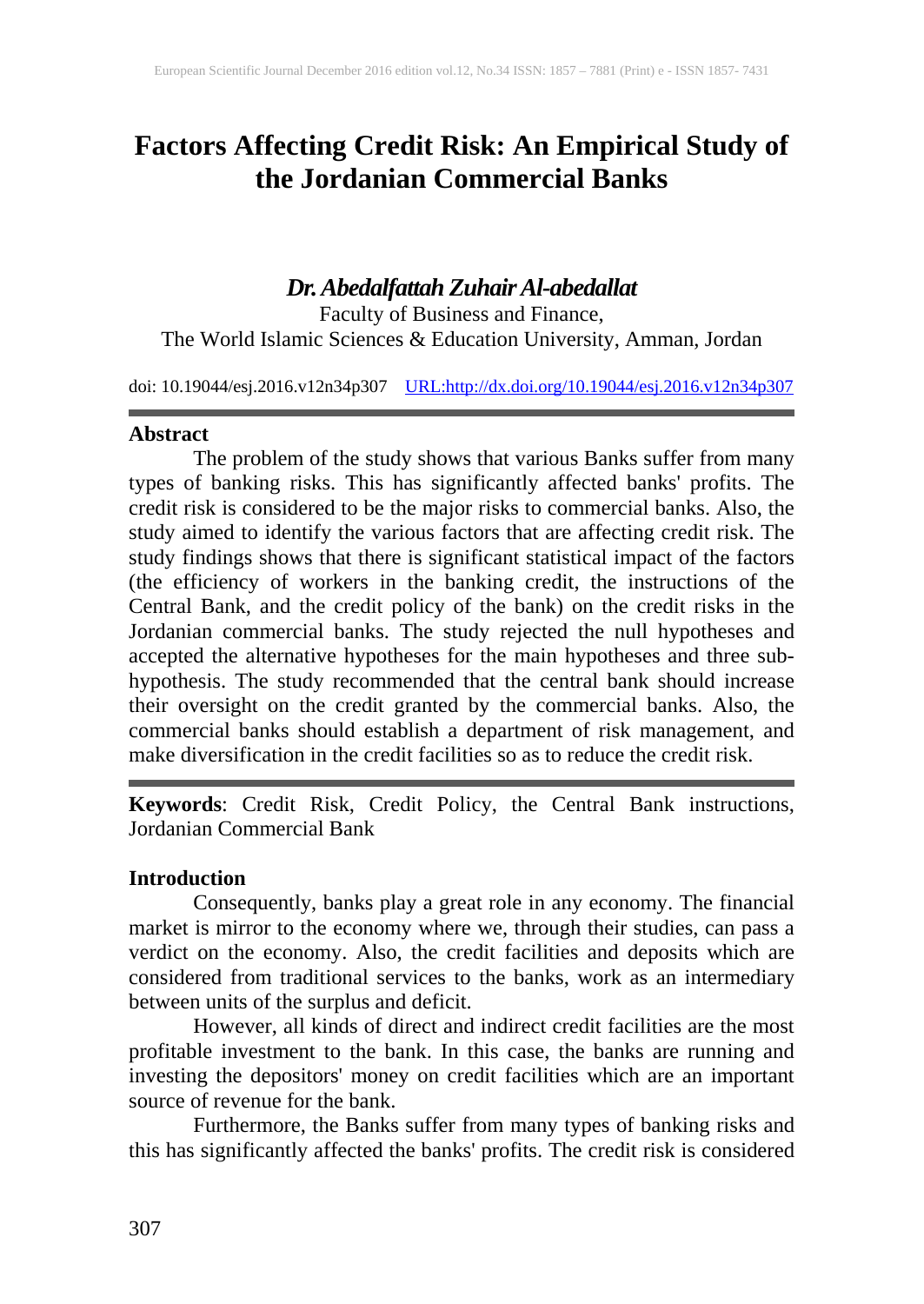# Factors Affecting Credit Risk: An Empirical Study of the Jordanian Commercial Banks

***Dr. Abedalfattah Zuhair Al-abedallat***

Faculty of Business and Finance,
The World Islamic Sciences & Education University, Amman, Jordan

doi: 10.19044/esj.2016.v12n34p307 URL:http://dx.doi.org/10.19044/esj.2016.v12n34p307

## Abstract

The problem of the study shows that various Banks suffer from many types of banking risks. This has significantly affected banks' profits. The credit risk is considered to be the major risks to commercial banks. Also, the study aimed to identify the various factors that are affecting credit risk. The study findings shows that there is significant statistical impact of the factors (the efficiency of workers in the banking credit, the instructions of the Central Bank, and the credit policy of the bank) on the credit risks in the Jordanian commercial banks. The study rejected the null hypotheses and accepted the alternative hypotheses for the main hypotheses and three sub-hypothesis. The study recommended that the central bank should increase their oversight on the credit granted by the commercial banks. Also, the commercial banks should establish a department of risk management, and make diversification in the credit facilities so as to reduce the credit risk.

**Keywords**: Credit Risk, Credit Policy, the Central Bank instructions, Jordanian Commercial Bank

## Introduction

Consequently, banks play a great role in any economy. The financial market is mirror to the economy where we, through their studies, can pass a verdict on the economy. Also, the credit facilities and deposits which are considered from traditional services to the banks, work as an intermediary between units of the surplus and deficit.

However, all kinds of direct and indirect credit facilities are the most profitable investment to the bank. In this case, the banks are running and investing the depositors' money on credit facilities which are an important source of revenue for the bank.

Furthermore, the Banks suffer from many types of banking risks and this has significantly affected the banks' profits. The credit risk is considered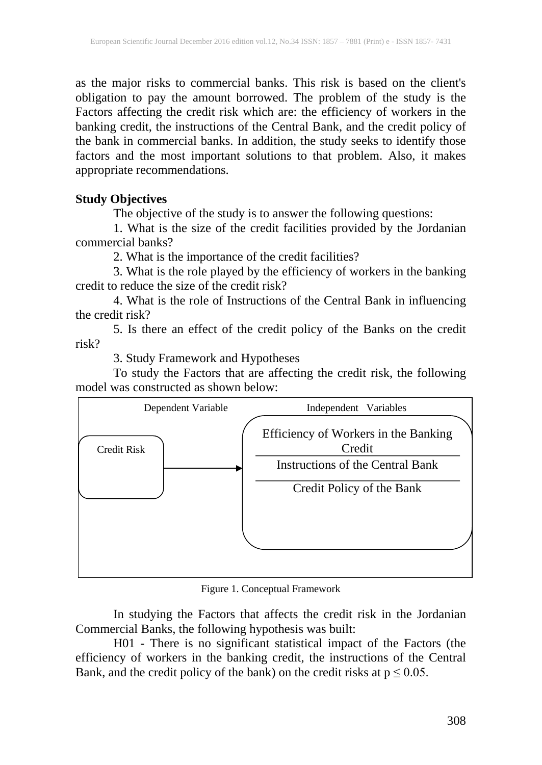as the major risks to commercial banks. This risk is based on the client's obligation to pay the amount borrowed. The problem of the study is the Factors affecting the credit risk which are: the efficiency of workers in the banking credit, the instructions of the Central Bank, and the credit policy of the bank in commercial banks. In addition, the study seeks to identify those factors and the most important solutions to that problem. Also, it makes appropriate recommendations.

**Study Objectives**

The objective of the study is to answer the following questions:

1. What is the size of the credit facilities provided by the Jordanian commercial banks?

2. What is the importance of the credit facilities?

3. What is the role played by the efficiency of workers in the banking credit to reduce the size of the credit risk?

4. What is the role of Instructions of the Central Bank in influencing the credit risk?

5. Is there an effect of the credit policy of the Banks on the credit risk?

3. Study Framework and Hypotheses

To study the Factors that are affecting the credit risk, the following model was constructed as shown below:

| Dependent Variable | | Independent Variables |
|---|---|---|
| Credit Risk | → | Efficiency of Workers in the Banking Credit |
| | | Instructions of the Central Bank |
| | | Credit Policy of the Bank |

Figure 1. Conceptual Framework

In studying the Factors that affects the credit risk in the Jordanian Commercial Banks, the following hypothesis was built:

H01 - There is no significant statistical impact of the Factors (the efficiency of workers in the banking credit, the instructions of the Central Bank, and the credit policy of the bank) on the credit risks at $p \leq 0.05$.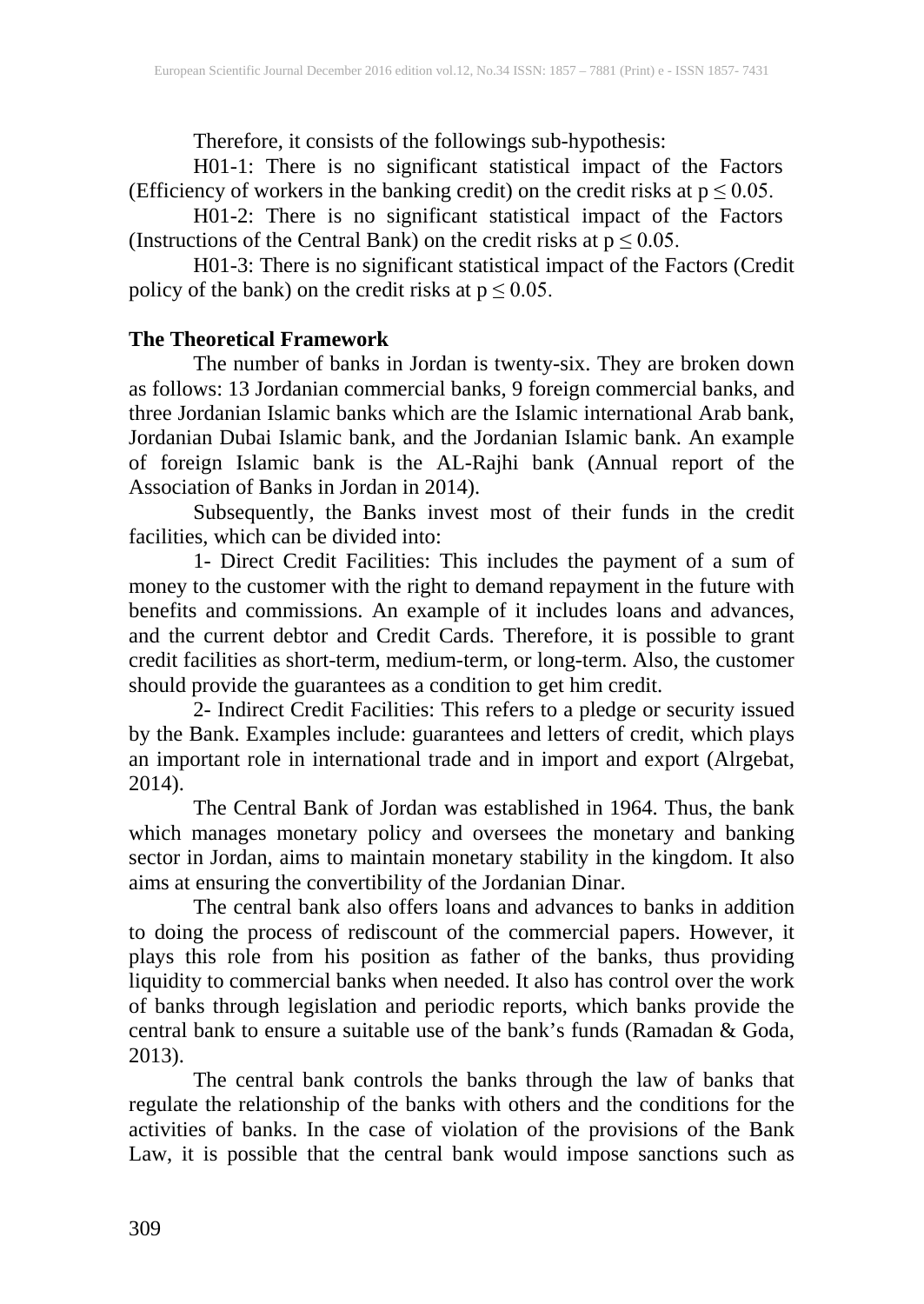Therefore, it consists of the followings sub-hypothesis:

H01-1: There is no significant statistical impact of the Factors (Efficiency of workers in the banking credit) on the credit risks at $p \leq 0.05$.

H01-2: There is no significant statistical impact of the Factors (Instructions of the Central Bank) on the credit risks at $p \leq 0.05$.

H01-3: There is no significant statistical impact of the Factors (Credit policy of the bank) on the credit risks at $p \leq 0.05$.

**The Theoretical Framework**

The number of banks in Jordan is twenty-six. They are broken down as follows: 13 Jordanian commercial banks, 9 foreign commercial banks, and three Jordanian Islamic banks which are the Islamic international Arab bank, Jordanian Dubai Islamic bank, and the Jordanian Islamic bank. An example of foreign Islamic bank is the AL-Rajhi bank (Annual report of the Association of Banks in Jordan in 2014).

Subsequently, the Banks invest most of their funds in the credit facilities, which can be divided into:

1- Direct Credit Facilities: This includes the payment of a sum of money to the customer with the right to demand repayment in the future with benefits and commissions. An example of it includes loans and advances, and the current debtor and Credit Cards. Therefore, it is possible to grant credit facilities as short-term, medium-term, or long-term. Also, the customer should provide the guarantees as a condition to get him credit.

2- Indirect Credit Facilities: This refers to a pledge or security issued by the Bank. Examples include: guarantees and letters of credit, which plays an important role in international trade and in import and export (Alrgebat, 2014).

The Central Bank of Jordan was established in 1964. Thus, the bank which manages monetary policy and oversees the monetary and banking sector in Jordan, aims to maintain monetary stability in the kingdom. It also aims at ensuring the convertibility of the Jordanian Dinar.

The central bank also offers loans and advances to banks in addition to doing the process of rediscount of the commercial papers. However, it plays this role from his position as father of the banks, thus providing liquidity to commercial banks when needed. It also has control over the work of banks through legislation and periodic reports, which banks provide the central bank to ensure a suitable use of the bank's funds (Ramadan & Goda, 2013).

The central bank controls the banks through the law of banks that regulate the relationship of the banks with others and the conditions for the activities of banks. In the case of violation of the provisions of the Bank Law, it is possible that the central bank would impose sanctions such as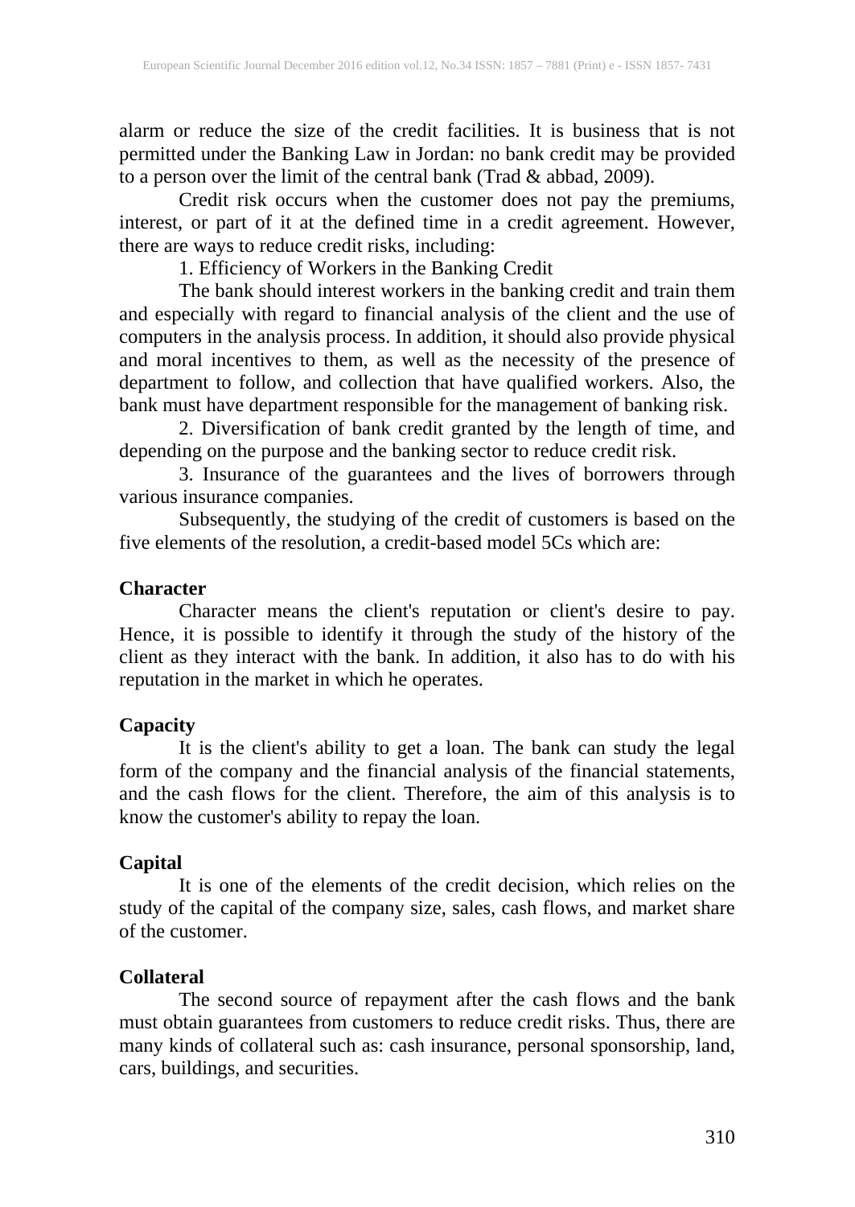alarm or reduce the size of the credit facilities. It is business that is not permitted under the Banking Law in Jordan: no bank credit may be provided to a person over the limit of the central bank (Trad & abbad, 2009).

Credit risk occurs when the customer does not pay the premiums, interest, or part of it at the defined time in a credit agreement. However, there are ways to reduce credit risks, including:

1. Efficiency of Workers in the Banking Credit

The bank should interest workers in the banking credit and train them and especially with regard to financial analysis of the client and the use of computers in the analysis process. In addition, it should also provide physical and moral incentives to them, as well as the necessity of the presence of department to follow, and collection that have qualified workers. Also, the bank must have department responsible for the management of banking risk.

2. Diversification of bank credit granted by the length of time, and depending on the purpose and the banking sector to reduce credit risk.

3. Insurance of the guarantees and the lives of borrowers through various insurance companies.

Subsequently, the studying of the credit of customers is based on the five elements of the resolution, a credit-based model 5Cs which are:

**Character**

Character means the client's reputation or client's desire to pay. Hence, it is possible to identify it through the study of the history of the client as they interact with the bank. In addition, it also has to do with his reputation in the market in which he operates.

**Capacity**

It is the client's ability to get a loan. The bank can study the legal form of the company and the financial analysis of the financial statements, and the cash flows for the client. Therefore, the aim of this analysis is to know the customer's ability to repay the loan.

**Capital**

It is one of the elements of the credit decision, which relies on the study of the capital of the company size, sales, cash flows, and market share of the customer.

**Collateral**

The second source of repayment after the cash flows and the bank must obtain guarantees from customers to reduce credit risks. Thus, there are many kinds of collateral such as: cash insurance, personal sponsorship, land, cars, buildings, and securities.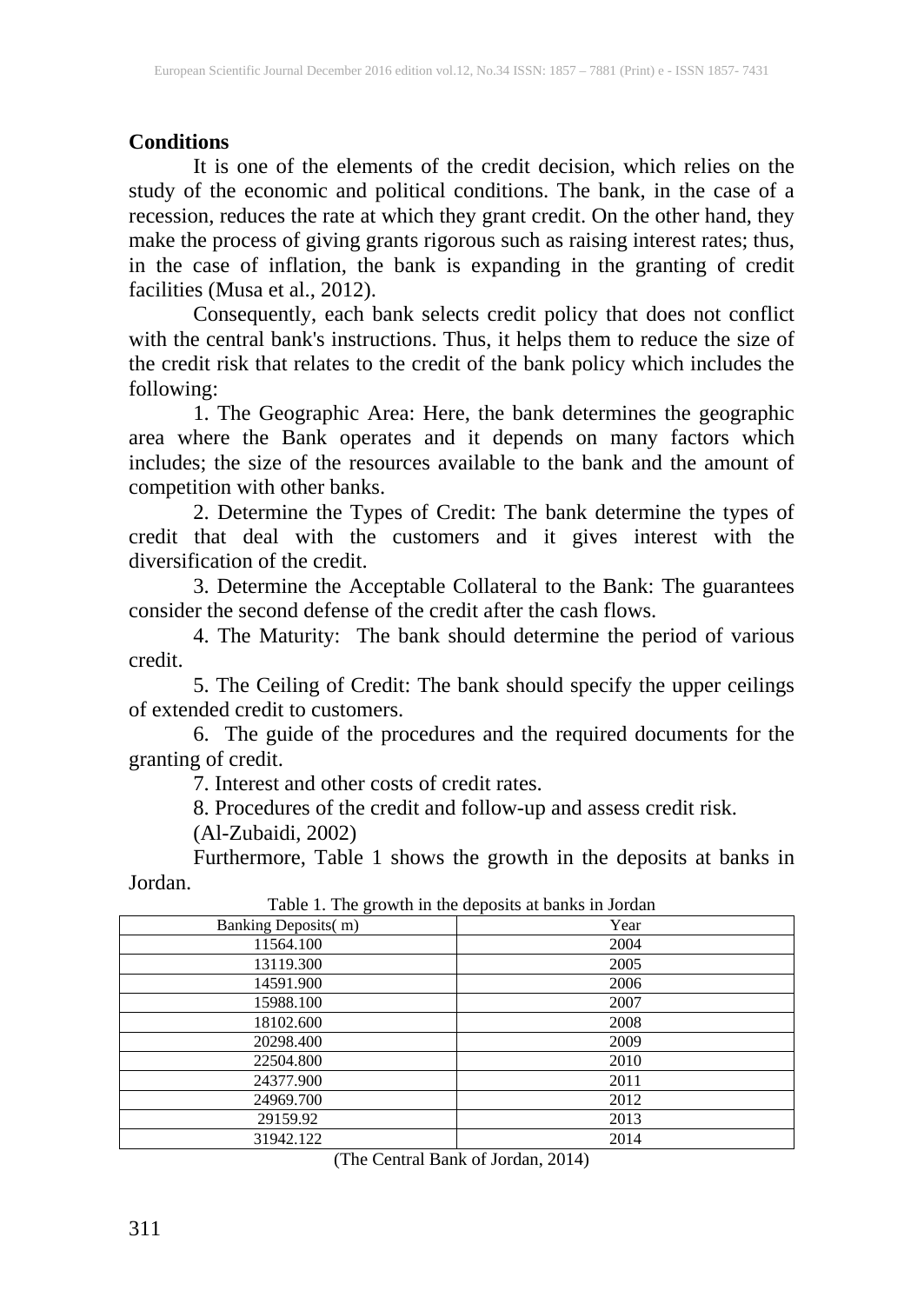**Conditions**

It is one of the elements of the credit decision, which relies on the study of the economic and political conditions. The bank, in the case of a recession, reduces the rate at which they grant credit. On the other hand, they make the process of giving grants rigorous such as raising interest rates; thus, in the case of inflation, the bank is expanding in the granting of credit facilities (Musa et al., 2012).

Consequently, each bank selects credit policy that does not conflict with the central bank's instructions. Thus, it helps them to reduce the size of the credit risk that relates to the credit of the bank policy which includes the following:

1. The Geographic Area: Here, the bank determines the geographic area where the Bank operates and it depends on many factors which includes; the size of the resources available to the bank and the amount of competition with other banks.

2. Determine the Types of Credit: The bank determine the types of credit that deal with the customers and it gives interest with the diversification of the credit.

3. Determine the Acceptable Collateral to the Bank: The guarantees consider the second defense of the credit after the cash flows.

4. The Maturity: The bank should determine the period of various credit.

5. The Ceiling of Credit: The bank should specify the upper ceilings of extended credit to customers.

6. The guide of the procedures and the required documents for the granting of credit.

7. Interest and other costs of credit rates.

8. Procedures of the credit and follow-up and assess credit risk.

(Al-Zubaidi, 2002)

Furthermore, Table 1 shows the growth in the deposits at banks in Jordan.

Table 1. The growth in the deposits at banks in Jordan

| Banking Deposits( m) | Year |
|---|---|
| 11564.100 | 2004 |
| 13119.300 | 2005 |
| 14591.900 | 2006 |
| 15988.100 | 2007 |
| 18102.600 | 2008 |
| 20298.400 | 2009 |
| 22504.800 | 2010 |
| 24377.900 | 2011 |
| 24969.700 | 2012 |
| 29159.92 | 2013 |
| 31942.122 | 2014 |

(The Central Bank of Jordan, 2014)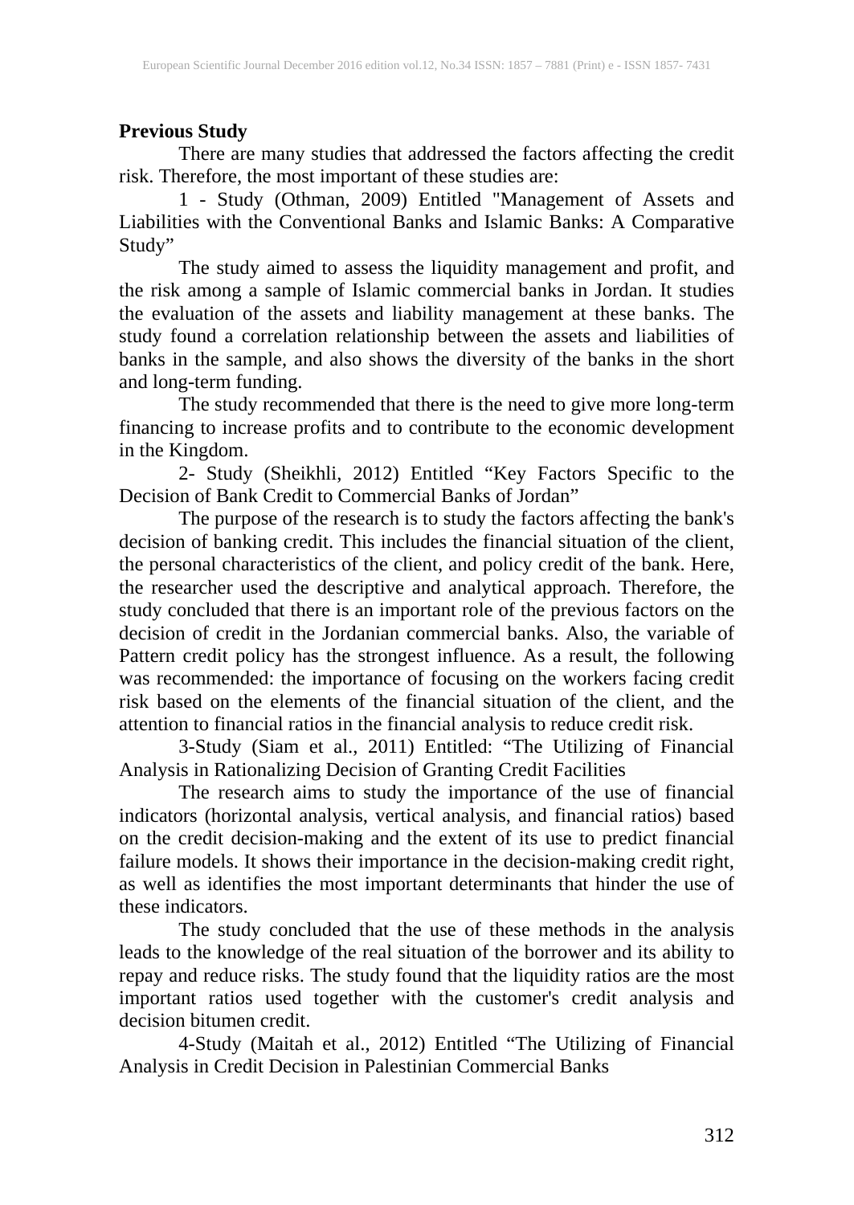**Previous Study**

There are many studies that addressed the factors affecting the credit risk. Therefore, the most important of these studies are:

1 - Study (Othman, 2009) Entitled "Management of Assets and Liabilities with the Conventional Banks and Islamic Banks: A Comparative Study”

The study aimed to assess the liquidity management and profit, and the risk among a sample of Islamic commercial banks in Jordan. It studies the evaluation of the assets and liability management at these banks. The study found a correlation relationship between the assets and liabilities of banks in the sample, and also shows the diversity of the banks in the short and long-term funding.

The study recommended that there is the need to give more long-term financing to increase profits and to contribute to the economic development in the Kingdom.

2- Study (Sheikhli, 2012) Entitled “Key Factors Specific to the Decision of Bank Credit to Commercial Banks of Jordan”

The purpose of the research is to study the factors affecting the bank's decision of banking credit. This includes the financial situation of the client, the personal characteristics of the client, and policy credit of the bank. Here, the researcher used the descriptive and analytical approach. Therefore, the study concluded that there is an important role of the previous factors on the decision of credit in the Jordanian commercial banks. Also, the variable of Pattern credit policy has the strongest influence. As a result, the following was recommended: the importance of focusing on the workers facing credit risk based on the elements of the financial situation of the client, and the attention to financial ratios in the financial analysis to reduce credit risk.

3-Study (Siam et al., 2011) Entitled: “The Utilizing of Financial Analysis in Rationalizing Decision of Granting Credit Facilities

The research aims to study the importance of the use of financial indicators (horizontal analysis, vertical analysis, and financial ratios) based on the credit decision-making and the extent of its use to predict financial failure models. It shows their importance in the decision-making credit right, as well as identifies the most important determinants that hinder the use of these indicators.

The study concluded that the use of these methods in the analysis leads to the knowledge of the real situation of the borrower and its ability to repay and reduce risks. The study found that the liquidity ratios are the most important ratios used together with the customer's credit analysis and decision bitumen credit.

4-Study (Maitah et al., 2012) Entitled “The Utilizing of Financial Analysis in Credit Decision in Palestinian Commercial Banks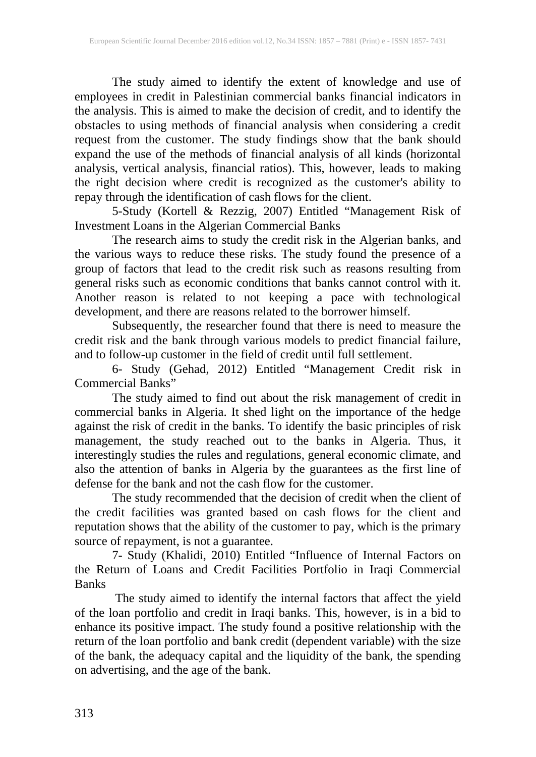The study aimed to identify the extent of knowledge and use of employees in credit in Palestinian commercial banks financial indicators in the analysis. This is aimed to make the decision of credit, and to identify the obstacles to using methods of financial analysis when considering a credit request from the customer. The study findings show that the bank should expand the use of the methods of financial analysis of all kinds (horizontal analysis, vertical analysis, financial ratios). This, however, leads to making the right decision where credit is recognized as the customer's ability to repay through the identification of cash flows for the client.

5-Study (Kortell & Rezzig, 2007) Entitled "Management Risk of Investment Loans in the Algerian Commercial Banks

The research aims to study the credit risk in the Algerian banks, and the various ways to reduce these risks. The study found the presence of a group of factors that lead to the credit risk such as reasons resulting from general risks such as economic conditions that banks cannot control with it. Another reason is related to not keeping a pace with technological development, and there are reasons related to the borrower himself.

Subsequently, the researcher found that there is need to measure the credit risk and the bank through various models to predict financial failure, and to follow-up customer in the field of credit until full settlement.

6- Study (Gehad, 2012) Entitled "Management Credit risk in Commercial Banks"

The study aimed to find out about the risk management of credit in commercial banks in Algeria. It shed light on the importance of the hedge against the risk of credit in the banks. To identify the basic principles of risk management, the study reached out to the banks in Algeria. Thus, it interestingly studies the rules and regulations, general economic climate, and also the attention of banks in Algeria by the guarantees as the first line of defense for the bank and not the cash flow for the customer.

The study recommended that the decision of credit when the client of the credit facilities was granted based on cash flows for the client and reputation shows that the ability of the customer to pay, which is the primary source of repayment, is not a guarantee.

7- Study (Khalidi, 2010) Entitled "Influence of Internal Factors on the Return of Loans and Credit Facilities Portfolio in Iraqi Commercial Banks

The study aimed to identify the internal factors that affect the yield of the loan portfolio and credit in Iraqi banks. This, however, is in a bid to enhance its positive impact. The study found a positive relationship with the return of the loan portfolio and bank credit (dependent variable) with the size of the bank, the adequacy capital and the liquidity of the bank, the spending on advertising, and the age of the bank.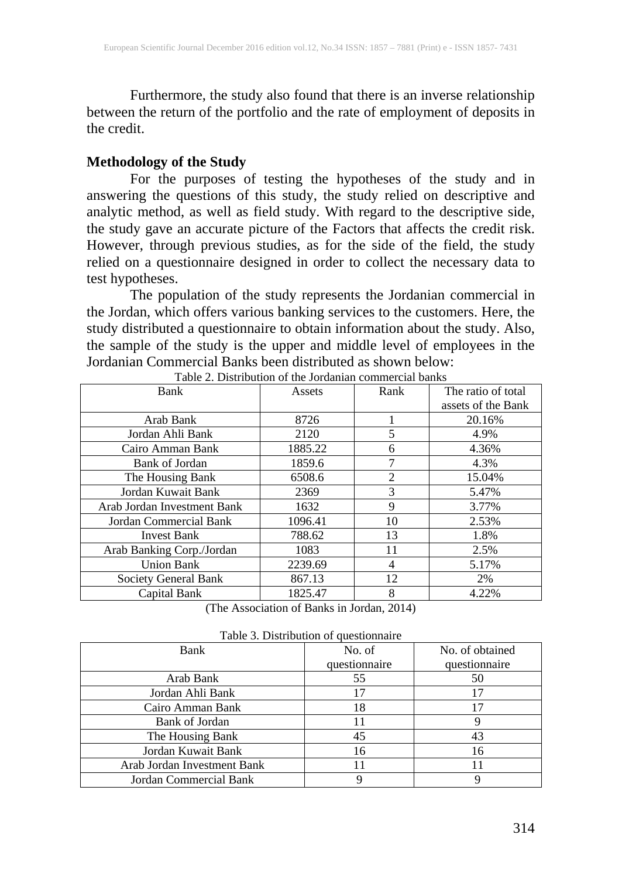Furthermore, the study also found that there is an inverse relationship between the return of the portfolio and the rate of employment of deposits in the credit.

## Methodology of the Study

For the purposes of testing the hypotheses of the study and in answering the questions of this study, the study relied on descriptive and analytic method, as well as field study. With regard to the descriptive side, the study gave an accurate picture of the Factors that affects the credit risk. However, through previous studies, as for the side of the field, the study relied on a questionnaire designed in order to collect the necessary data to test hypotheses.

The population of the study represents the Jordanian commercial in the Jordan, which offers various banking services to the customers. Here, the study distributed a questionnaire to obtain information about the study. Also, the sample of the study is the upper and middle level of employees in the Jordanian Commercial Banks been distributed as shown below:

Table 2. Distribution of the Jordanian commercial banks

| Bank | Assets | Rank | The ratio of total assets of the Bank |
|---|---|---|---|
| Arab Bank | 8726 | 1 | 20.16% |
| Jordan Ahli Bank | 2120 | 5 | 4.9% |
| Cairo Amman Bank | 1885.22 | 6 | 4.36% |
| Bank of Jordan | 1859.6 | 7 | 4.3% |
| The Housing Bank | 6508.6 | 2 | 15.04% |
| Jordan Kuwait Bank | 2369 | 3 | 5.47% |
| Arab Jordan Investment Bank | 1632 | 9 | 3.77% |
| Jordan Commercial Bank | 1096.41 | 10 | 2.53% |
| Invest Bank | 788.62 | 13 | 1.8% |
| Arab Banking Corp./Jordan | 1083 | 11 | 2.5% |
| Union Bank | 2239.69 | 4 | 5.17% |
| Society General Bank | 867.13 | 12 | 2% |
| Capital Bank | 1825.47 | 8 | 4.22% |

(The Association of Banks in Jordan, 2014)

Table 3. Distribution of questionnaire

| Bank | No. of questionnaire | No. of obtained questionnaire |
|---|---|---|
| Arab Bank | 55 | 50 |
| Jordan Ahli Bank | 17 | 17 |
| Cairo Amman Bank | 18 | 17 |
| Bank of Jordan | 11 | 9 |
| The Housing Bank | 45 | 43 |
| Jordan Kuwait Bank | 16 | 16 |
| Arab Jordan Investment Bank | 11 | 11 |
| Jordan Commercial Bank | 9 | 9 |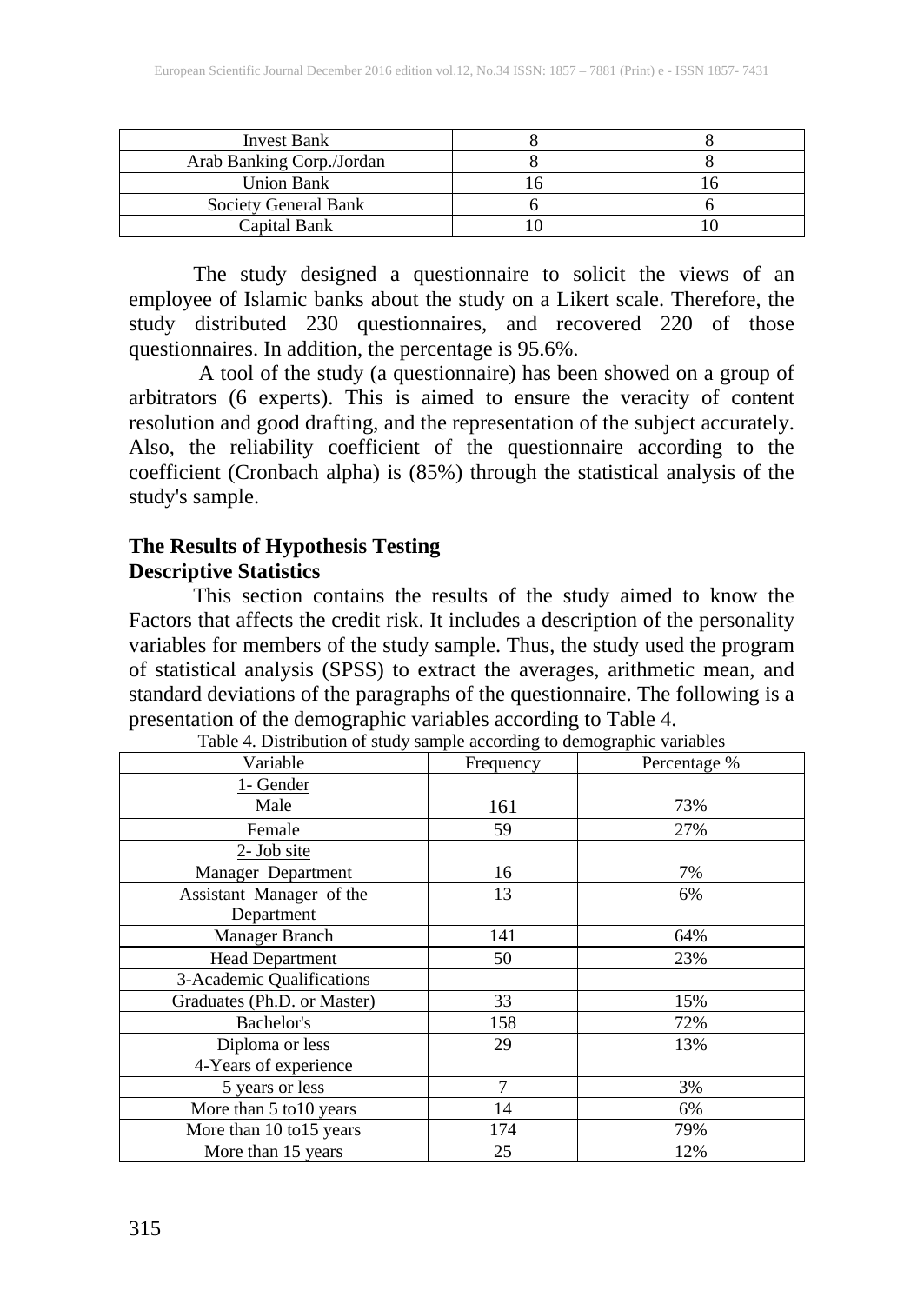| Invest Bank | 8 | 8 |
|---|---|---|
| Arab Banking Corp./Jordan | 8 | 8 |
| Union Bank | 16 | 16 |
| Society General Bank | 6 | 6 |
| Capital Bank | 10 | 10 |

The study designed a questionnaire to solicit the views of an employee of Islamic banks about the study on a Likert scale. Therefore, the study distributed 230 questionnaires, and recovered 220 of those questionnaires. In addition, the percentage is 95.6%.

A tool of the study (a questionnaire) has been showed on a group of arbitrators (6 experts). This is aimed to ensure the veracity of content resolution and good drafting, and the representation of the subject accurately. Also, the reliability coefficient of the questionnaire according to the coefficient (Cronbach alpha) is (85%) through the statistical analysis of the study's sample.

**The Results of Hypothesis Testing**

**Descriptive Statistics**

This section contains the results of the study aimed to know the Factors that affects the credit risk. It includes a description of the personality variables for members of the study sample. Thus, the study used the program of statistical analysis (SPSS) to extract the averages, arithmetic mean, and standard deviations of the paragraphs of the questionnaire. The following is a presentation of the demographic variables according to Table 4.

Table 4. Distribution of study sample according to demographic variables

| Variable | Frequency | Percentage % |
|---|---|---|
| 1- Gender | | |
| Male | 161 | 73% |
| Female | 59 | 27% |
| 2- Job site | | |
| Manager Department | 16 | 7% |
| Assistant Manager of the Department | 13 | 6% |
| Manager Branch | 141 | 64% |
| Head Department | 50 | 23% |
| 3-Academic Qualifications | | |
| Graduates (Ph.D. or Master) | 33 | 15% |
| Bachelor's | 158 | 72% |
| Diploma or less | 29 | 13% |
| 4-Years of experience | | |
| 5 years or less | 7 | 3% |
| More than 5 to10 years | 14 | 6% |
| More than 10 to15 years | 174 | 79% |
| More than 15 years | 25 | 12% |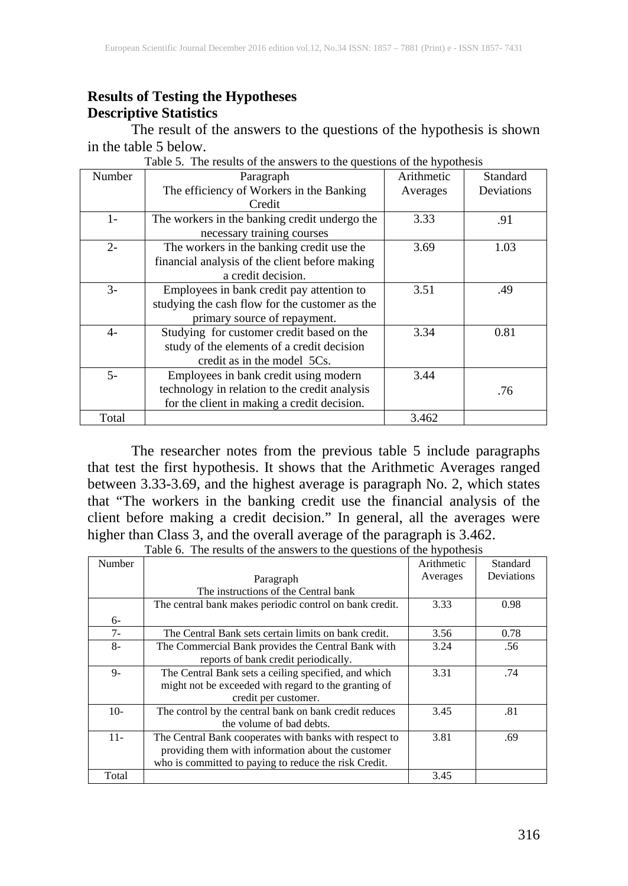**Results of Testing the Hypotheses**

**Descriptive Statistics**

The result of the answers to the questions of the hypothesis is shown in the table 5 below.

Table 5. The results of the answers to the questions of the hypothesis

| Number | Paragraph<br>The efficiency of Workers in the Banking Credit | Arithmetic Averages | Standard Deviations |
|---|---|---|---|
| 1- | The workers in the banking credit undergo the necessary training courses | 3.33 | .91 |
| 2- | The workers in the banking credit use the financial analysis of the client before making a credit decision. | 3.69 | 1.03 |
| 3- | Employees in bank credit pay attention to studying the cash flow for the customer as the primary source of repayment. | 3.51 | .49 |
| 4- | Studying for customer credit based on the study of the elements of a credit decision credit as in the model 5Cs. | 3.34 | 0.81 |
| 5- | Employees in bank credit using modern technology in relation to the credit analysis for the client in making a credit decision. | 3.44 | .76 |
| Total | | 3.462 | |

The researcher notes from the previous table 5 include paragraphs that test the first hypothesis. It shows that the Arithmetic Averages ranged between 3.33-3.69, and the highest average is paragraph No. 2, which states that "The workers in the banking credit use the financial analysis of the client before making a credit decision." In general, all the averages were higher than Class 3, and the overall average of the paragraph is 3.462.

Table 6. The results of the answers to the questions of the hypothesis

| Number | Paragraph<br>The instructions of the Central bank | Arithmetic Averages | Standard Deviations |
|---|---|---|---|
| 6- | The central bank makes periodic control on bank credit. | 3.33 | 0.98 |
| 7- | The Central Bank sets certain limits on bank credit. | 3.56 | 0.78 |
| 8- | The Commercial Bank provides the Central Bank with reports of bank credit periodically. | 3.24 | .56 |
| 9- | The Central Bank sets a ceiling specified, and which might not be exceeded with regard to the granting of credit per customer. | 3.31 | .74 |
| 10- | The control by the central bank on bank credit reduces the volume of bad debts. | 3.45 | .81 |
| 11- | The Central Bank cooperates with banks with respect to providing them with information about the customer who is committed to paying to reduce the risk Credit. | 3.81 | .69 |
| Total | | 3.45 | |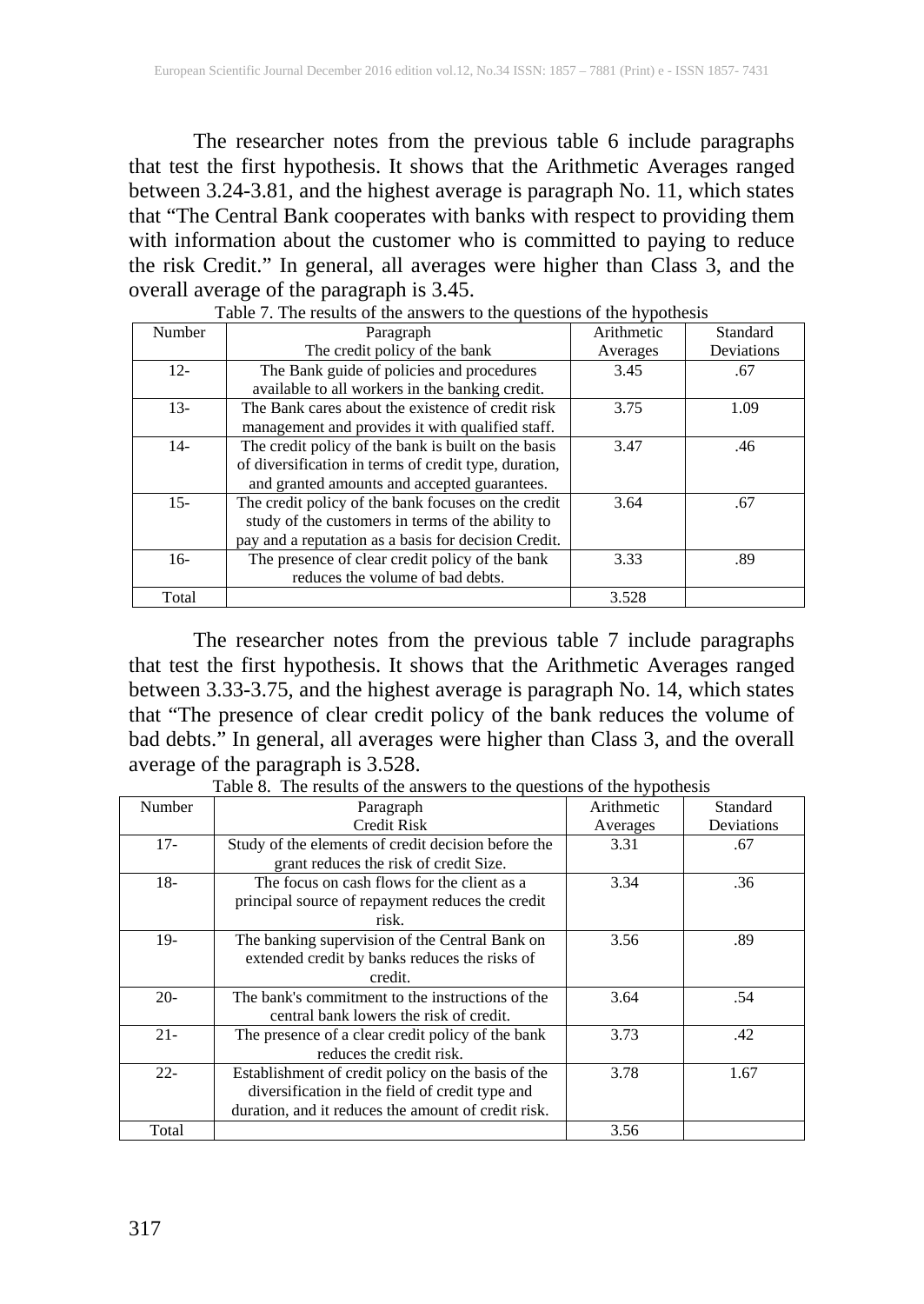The researcher notes from the previous table 6 include paragraphs that test the first hypothesis. It shows that the Arithmetic Averages ranged between 3.24-3.81, and the highest average is paragraph No. 11, which states that "The Central Bank cooperates with banks with respect to providing them with information about the customer who is committed to paying to reduce the risk Credit." In general, all averages were higher than Class 3, and the overall average of the paragraph is 3.45.

Table 7. The results of the answers to the questions of the hypothesis

| Number | Paragraph<br>The credit policy of the bank | Arithmetic Averages | Standard Deviations |
|---|---|---|---|
| 12- | The Bank guide of policies and procedures available to all workers in the banking credit. | 3.45 | .67 |
| 13- | The Bank cares about the existence of credit risk management and provides it with qualified staff. | 3.75 | 1.09 |
| 14- | The credit policy of the bank is built on the basis of diversification in terms of credit type, duration, and granted amounts and accepted guarantees. | 3.47 | .46 |
| 15- | The credit policy of the bank focuses on the credit study of the customers in terms of the ability to pay and a reputation as a basis for decision Credit. | 3.64 | .67 |
| 16- | The presence of clear credit policy of the bank reduces the volume of bad debts. | 3.33 | .89 |
| Total | | 3.528 | |

The researcher notes from the previous table 7 include paragraphs that test the first hypothesis. It shows that the Arithmetic Averages ranged between 3.33-3.75, and the highest average is paragraph No. 14, which states that "The presence of clear credit policy of the bank reduces the volume of bad debts." In general, all averages were higher than Class 3, and the overall average of the paragraph is 3.528.

Table 8. The results of the answers to the questions of the hypothesis

| Number | Paragraph<br>Credit Risk | Arithmetic Averages | Standard Deviations |
|---|---|---|---|
| 17- | Study of the elements of credit decision before the grant reduces the risk of credit Size. | 3.31 | .67 |
| 18- | The focus on cash flows for the client as a principal source of repayment reduces the credit risk. | 3.34 | .36 |
| 19- | The banking supervision of the Central Bank on extended credit by banks reduces the risks of credit. | 3.56 | .89 |
| 20- | The bank's commitment to the instructions of the central bank lowers the risk of credit. | 3.64 | .54 |
| 21- | The presence of a clear credit policy of the bank reduces the credit risk. | 3.73 | .42 |
| 22- | Establishment of credit policy on the basis of the diversification in the field of credit type and duration, and it reduces the amount of credit risk. | 3.78 | 1.67 |
| Total | | 3.56 | |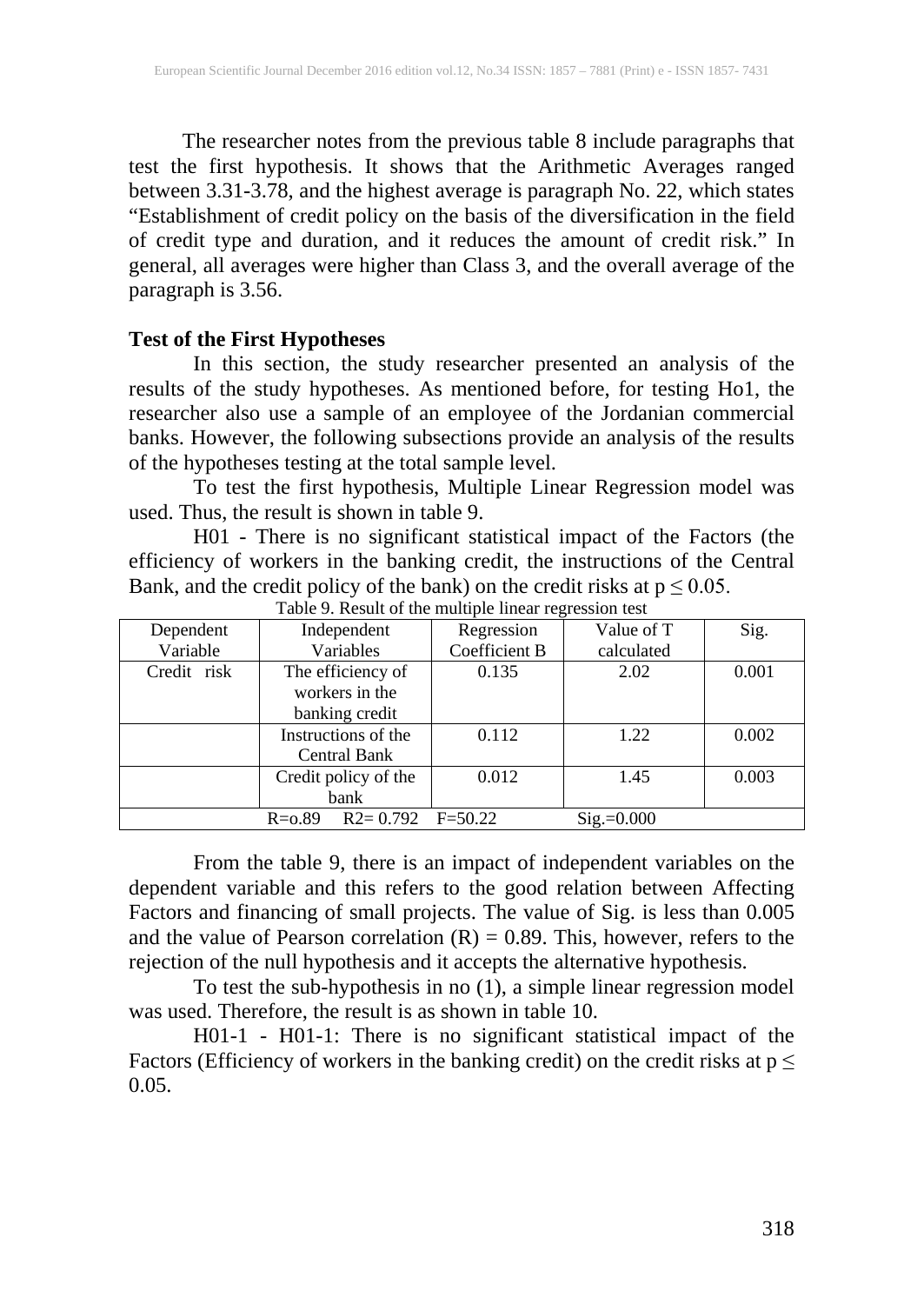The researcher notes from the previous table 8 include paragraphs that test the first hypothesis. It shows that the Arithmetic Averages ranged between 3.31-3.78, and the highest average is paragraph No. 22, which states "Establishment of credit policy on the basis of the diversification in the field of credit type and duration, and it reduces the amount of credit risk." In general, all averages were higher than Class 3, and the overall average of the paragraph is 3.56.

**Test of the First Hypotheses**

In this section, the study researcher presented an analysis of the results of the study hypotheses. As mentioned before, for testing Ho1, the researcher also use a sample of an employee of the Jordanian commercial banks. However, the following subsections provide an analysis of the results of the hypotheses testing at the total sample level.

To test the first hypothesis, Multiple Linear Regression model was used. Thus, the result is shown in table 9.

H01 - There is no significant statistical impact of the Factors (the efficiency of workers in the banking credit, the instructions of the Central Bank, and the credit policy of the bank) on the credit risks at $p \leq 0.05$.

Table 9. Result of the multiple linear regression test

| Dependent Variable | Independent Variables | Regression Coefficient B | Value of T calculated | Sig. |
|---|---|---|---|---|
| Credit risk | The efficiency of workers in the banking credit | 0.135 | 2.02 | 0.001 |
| | Instructions of the Central Bank | 0.112 | 1.22 | 0.002 |
| | Credit policy of the bank | 0.012 | 1.45 | 0.003 |
| R=o.89 R2= 0.792 F=50.22 Sig.=0.000 | | | | |

From the table 9, there is an impact of independent variables on the dependent variable and this refers to the good relation between Affecting Factors and financing of small projects. The value of Sig. is less than 0.005 and the value of Pearson correlation (R) = 0.89. This, however, refers to the rejection of the null hypothesis and it accepts the alternative hypothesis.

To test the sub-hypothesis in no (1), a simple linear regression model was used. Therefore, the result is as shown in table 10.

H01-1 - H01-1: There is no significant statistical impact of the Factors (Efficiency of workers in the banking credit) on the credit risks at $p \leq 0.05$.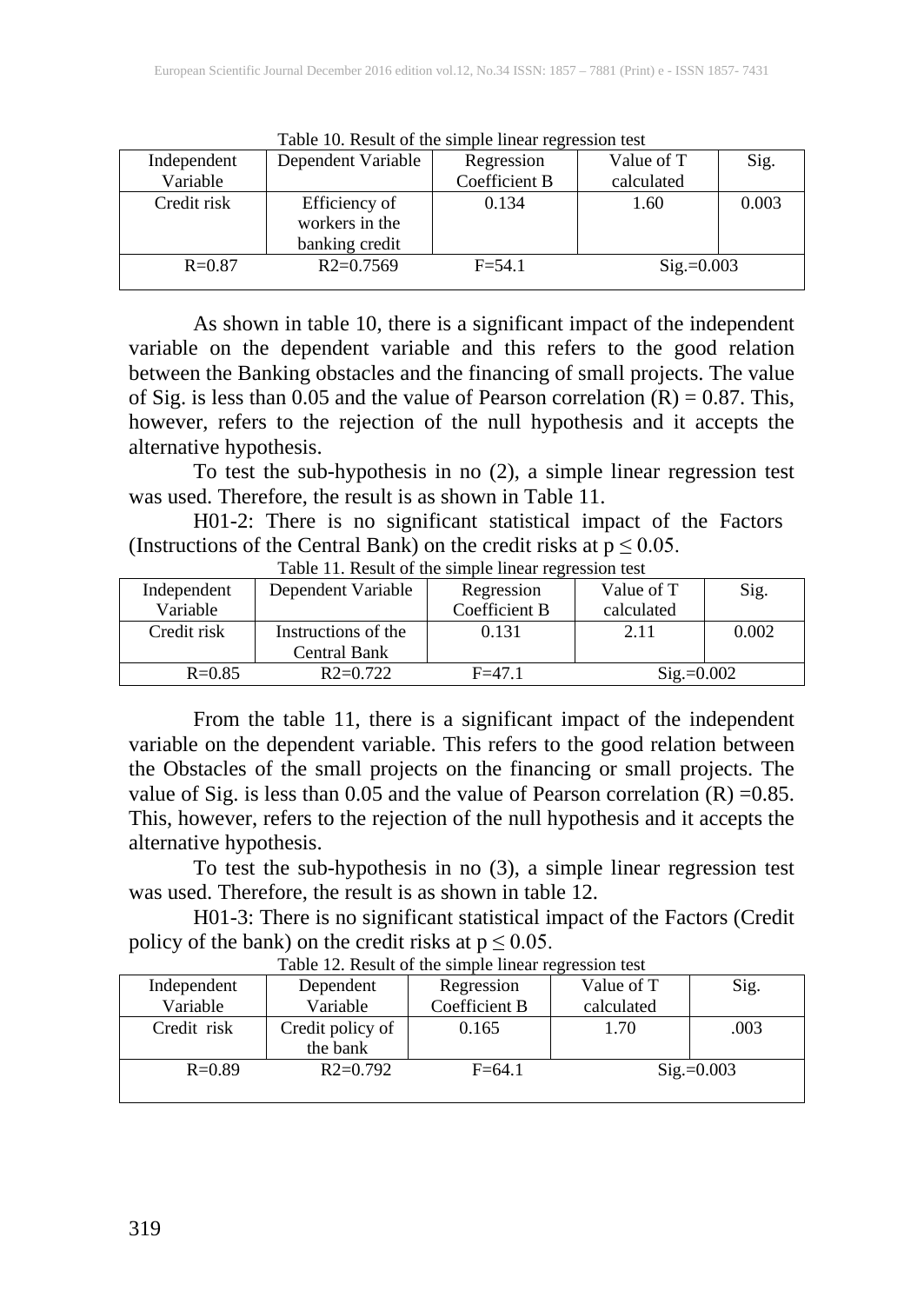Table 10. Result of the simple linear regression test

| Independent Variable | Dependent Variable | Regression Coefficient B | Value of T calculated | Sig. |
|---|---|---|---|---|
| Credit risk | Efficiency of workers in the banking credit | 0.134 | 1.60 | 0.003 |
| R=0.87 | R2=0.7569 | F=54.1 | Sig.=0.003 | |

As shown in table 10, there is a significant impact of the independent variable on the dependent variable and this refers to the good relation between the Banking obstacles and the financing of small projects. The value of Sig. is less than 0.05 and the value of Pearson correlation (R) = 0.87. This, however, refers to the rejection of the null hypothesis and it accepts the alternative hypothesis.

To test the sub-hypothesis in no (2), a simple linear regression test was used. Therefore, the result is as shown in Table 11.

H01-2: There is no significant statistical impact of the Factors (Instructions of the Central Bank) on the credit risks at $p \leq 0.05$.

Table 11. Result of the simple linear regression test

| Independent Variable | Dependent Variable | Regression Coefficient B | Value of T calculated | Sig. |
|---|---|---|---|---|
| Credit risk | Instructions of the Central Bank | 0.131 | 2.11 | 0.002 |
| R=0.85 | R2=0.722 | F=47.1 | Sig.=0.002 | |

From the table 11, there is a significant impact of the independent variable on the dependent variable. This refers to the good relation between the Obstacles of the small projects on the financing or small projects. The value of Sig. is less than 0.05 and the value of Pearson correlation (R) =0.85. This, however, refers to the rejection of the null hypothesis and it accepts the alternative hypothesis.

To test the sub-hypothesis in no (3), a simple linear regression test was used. Therefore, the result is as shown in table 12.

H01-3: There is no significant statistical impact of the Factors (Credit policy of the bank) on the credit risks at $p \leq 0.05$.

Table 12. Result of the simple linear regression test

| Independent Variable | Dependent Variable | Regression Coefficient B | Value of T calculated | Sig. |
|---|---|---|---|---|
| Credit risk | Credit policy of the bank | 0.165 | 1.70 | .003 |
| R=0.89 | R2=0.792 | F=64.1 | Sig.=0.003 | |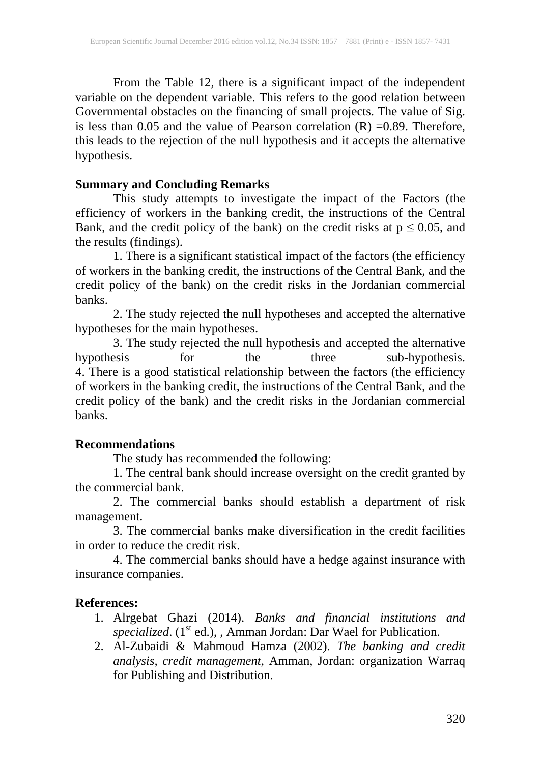From the Table 12, there is a significant impact of the independent variable on the dependent variable. This refers to the good relation between Governmental obstacles on the financing of small projects. The value of Sig. is less than 0.05 and the value of Pearson correlation (R) =0.89. Therefore, this leads to the rejection of the null hypothesis and it accepts the alternative hypothesis.

**Summary and Concluding Remarks**

This study attempts to investigate the impact of the Factors (the efficiency of workers in the banking credit, the instructions of the Central Bank, and the credit policy of the bank) on the credit risks at $p \leq 0.05$, and the results (findings).

1. There is a significant statistical impact of the factors (the efficiency of workers in the banking credit, the instructions of the Central Bank, and the credit policy of the bank) on the credit risks in the Jordanian commercial banks.

2. The study rejected the null hypotheses and accepted the alternative hypotheses for the main hypotheses.

3. The study rejected the null hypothesis and accepted the alternative hypothesis for the three sub-hypothesis.

4. There is a good statistical relationship between the factors (the efficiency of workers in the banking credit, the instructions of the Central Bank, and the credit policy of the bank) and the credit risks in the Jordanian commercial banks.

**Recommendations**

The study has recommended the following:

1. The central bank should increase oversight on the credit granted by the commercial bank.

2. The commercial banks should establish a department of risk management.

3. The commercial banks make diversification in the credit facilities in order to reduce the credit risk.

4. The commercial banks should have a hedge against insurance with insurance companies.

**References:**

1. Alrgebat Ghazi (2014). *Banks and financial institutions and specialized*. (1st ed.), , Amman Jordan: Dar Wael for Publication.
2. Al-Zubaidi & Mahmoud Hamza (2002). *The banking and credit analysis, credit management*, Amman, Jordan: organization Warraq for Publishing and Distribution.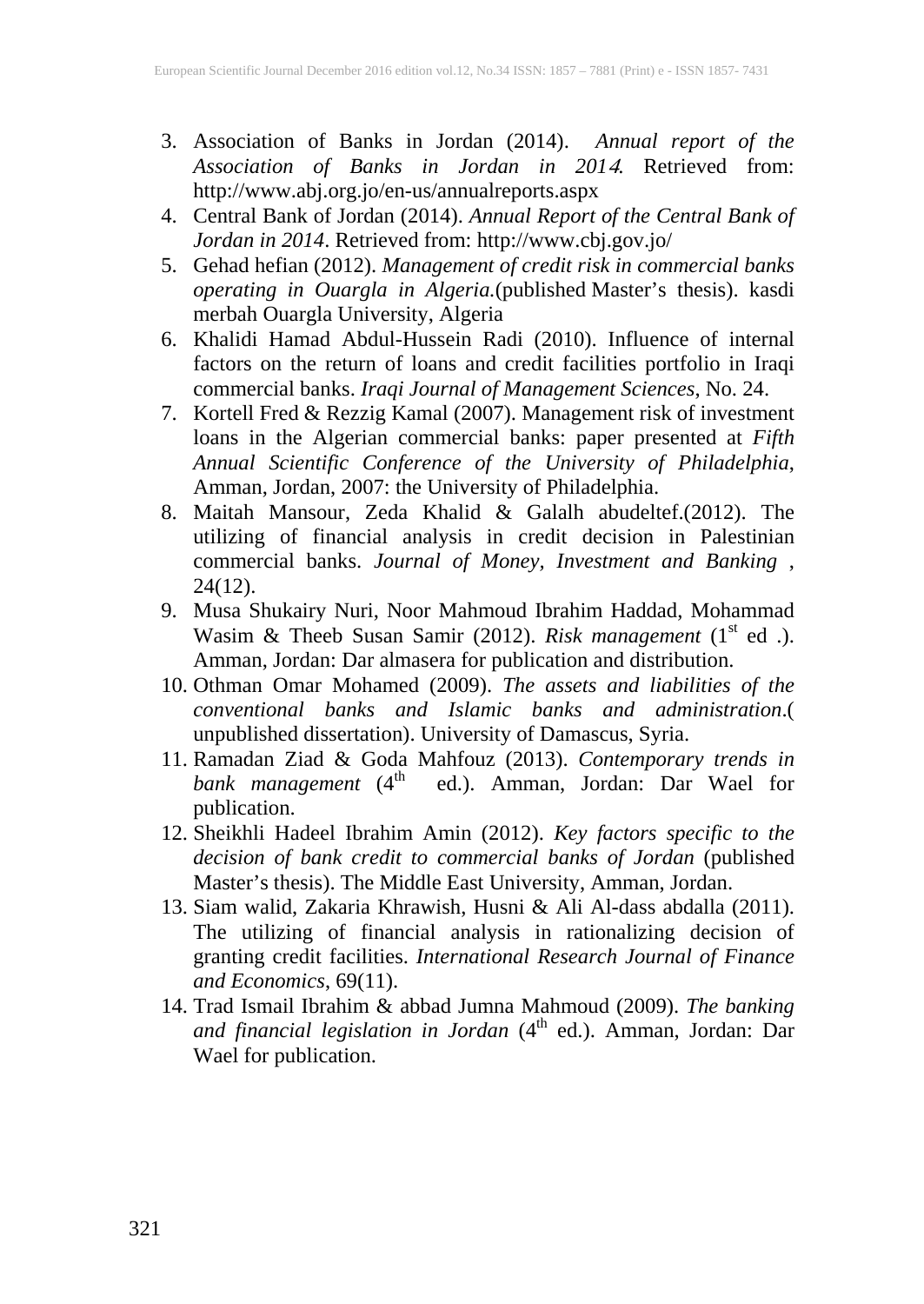3. Association of Banks in Jordan (2014). *Annual report of the Association of Banks in Jordan in 2014*. Retrieved from: http://www.abj.org.jo/en-us/annualreports.aspx
4. Central Bank of Jordan (2014). *Annual Report of the Central Bank of Jordan in 2014*. Retrieved from: http://www.cbj.gov.jo/
5. Gehad hefian (2012). *Management of credit risk in commercial banks operating in Ouargla in Algeria.*(published Master's thesis). kasdi merbah Ouargla University, Algeria
6. Khalidi Hamad Abdul-Hussein Radi (2010). Influence of internal factors on the return of loans and credit facilities portfolio in Iraqi commercial banks. *Iraqi Journal of Management Sciences*, No. 24.
7. Kortell Fred & Rezzig Kamal (2007). Management risk of investment loans in the Algerian commercial banks: paper presented at *Fifth Annual Scientific Conference of the University of Philadelphia*, Amman, Jordan, 2007: the University of Philadelphia.
8. Maitah Mansour, Zeda Khalid & Galalh abudeltef.(2012). The utilizing of financial analysis in credit decision in Palestinian commercial banks. *Journal of Money, Investment and Banking* , 24(12).
9. Musa Shukairy Nuri, Noor Mahmoud Ibrahim Haddad, Mohammad Wasim & Theeb Susan Samir (2012). *Risk management* (1st ed .). Amman, Jordan: Dar almasera for publication and distribution.
10. Othman Omar Mohamed (2009). *The assets and liabilities of the conventional banks and Islamic banks and administration*.( unpublished dissertation). University of Damascus, Syria.
11. Ramadan Ziad & Goda Mahfouz (2013). *Contemporary trends in bank management* (4th ed.). Amman, Jordan: Dar Wael for publication.
12. Sheikhli Hadeel Ibrahim Amin (2012). *Key factors specific to the decision of bank credit to commercial banks of Jordan* (published Master's thesis). The Middle East University, Amman, Jordan.
13. Siam walid, Zakaria Khrawish, Husni & Ali Al-dass abdalla (2011). The utilizing of financial analysis in rationalizing decision of granting credit facilities. *International Research Journal of Finance and Economics*, 69(11).
14. Trad Ismail Ibrahim & abbad Jumna Mahmoud (2009). *The banking and financial legislation in Jordan* (4th ed.). Amman, Jordan: Dar Wael for publication.